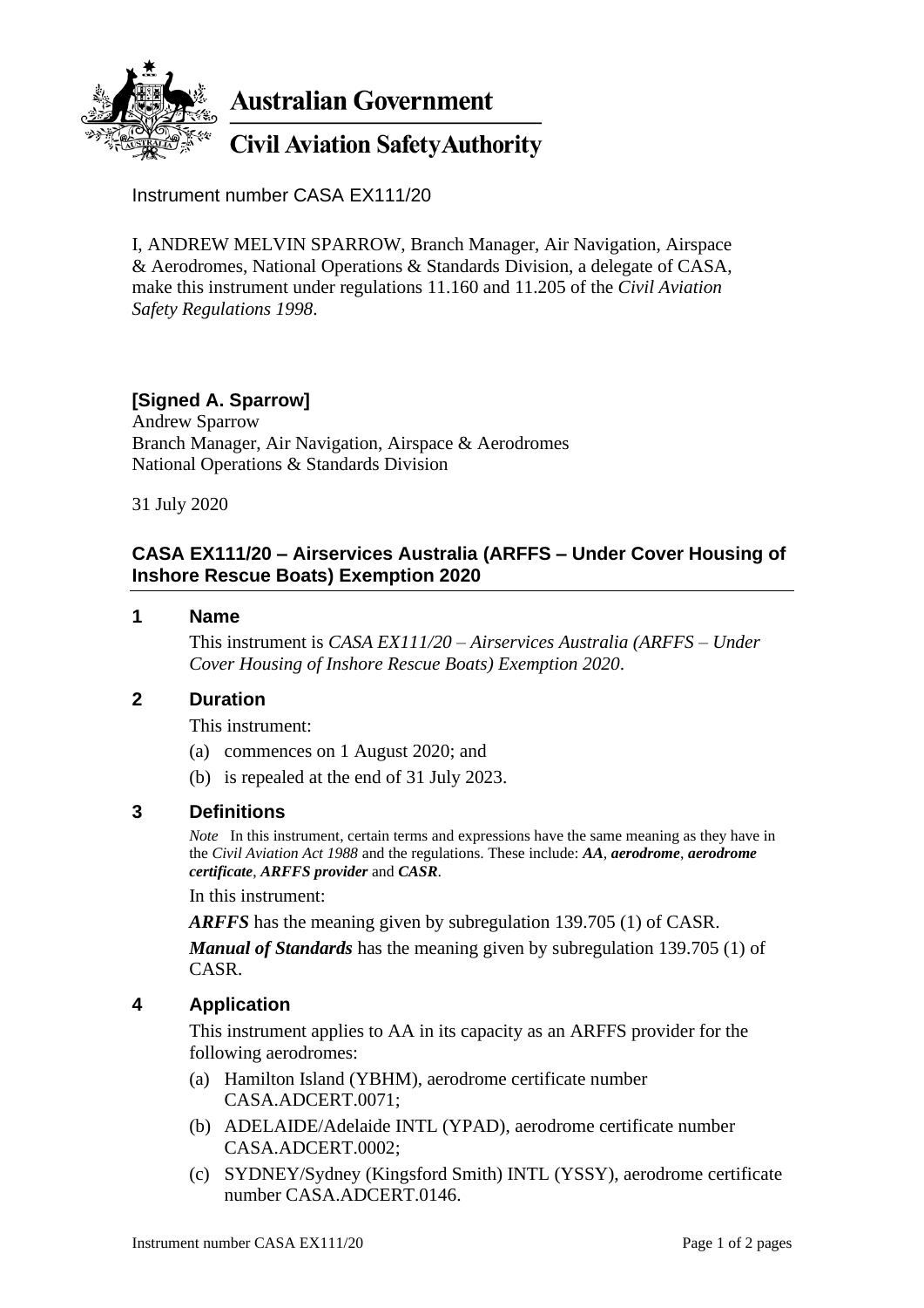**Australian Government**

**Civil Aviation Safety Authority**

Instrument number CASA EX111/20

I, ANDREW MELVIN SPARROW, Branch Manager, Air Navigation, Airspace & Aerodromes, National Operations & Standards Division, a delegate of CASA, make this instrument under regulations 11.160 and 11.205 of the *Civil Aviation Safety Regulations 1998*.

**[Signed A. Sparrow]**
Andrew Sparrow
Branch Manager, Air Navigation, Airspace & Aerodromes
National Operations & Standards Division

31 July 2020

## CASA EX111/20 – Airservices Australia (ARFFS – Under Cover Housing of Inshore Rescue Boats) Exemption 2020

### 1 Name

This instrument is *CASA EX111/20 – Airservices Australia (ARFFS – Under Cover Housing of Inshore Rescue Boats) Exemption 2020*.

### 2 Duration

This instrument:

(a) commences on 1 August 2020; and

(b) is repealed at the end of 31 July 2023.

### 3 Definitions

*Note* In this instrument, certain terms and expressions have the same meaning as they have in the *Civil Aviation Act 1988* and the regulations. These include: ***AA***, ***aerodrome***, ***aerodrome certificate***, ***ARFFS provider*** and ***CASR***.

In this instrument:

***ARFFS*** has the meaning given by subregulation 139.705 (1) of CASR.

***Manual of Standards*** has the meaning given by subregulation 139.705 (1) of CASR.

### 4 Application

This instrument applies to AA in its capacity as an ARFFS provider for the following aerodromes:

(a) Hamilton Island (YBHM), aerodrome certificate number CASA.ADCERT.0071;

(b) ADELAIDE/Adelaide INTL (YPAD), aerodrome certificate number CASA.ADCERT.0002;

(c) SYDNEY/Sydney (Kingsford Smith) INTL (YSSY), aerodrome certificate number CASA.ADCERT.0146.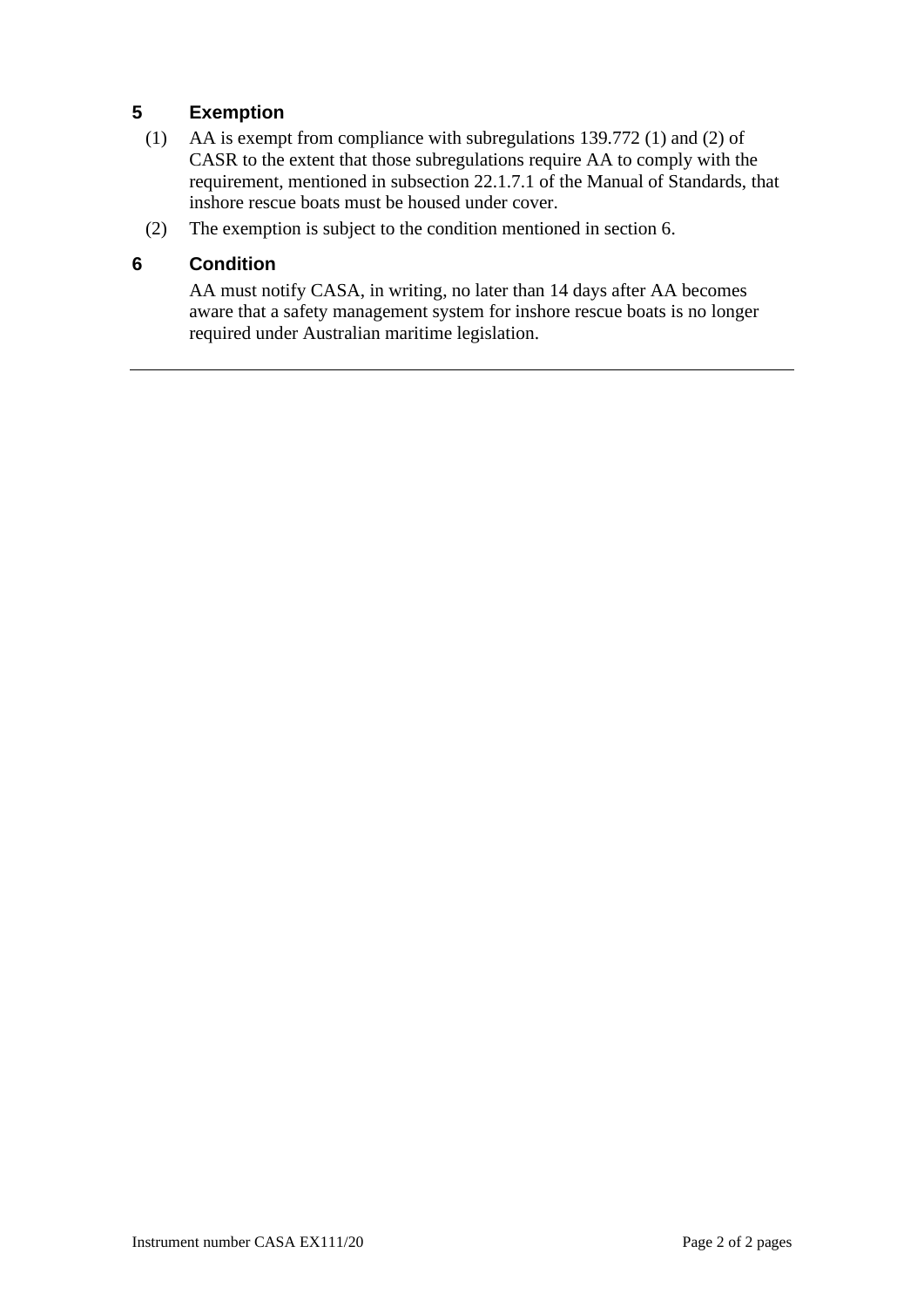## 5 Exemption

(1) AA is exempt from compliance with subregulations 139.772 (1) and (2) of CASR to the extent that those subregulations require AA to comply with the requirement, mentioned in subsection 22.1.7.1 of the Manual of Standards, that inshore rescue boats must be housed under cover.

(2) The exemption is subject to the condition mentioned in section 6.

## 6 Condition

AA must notify CASA, in writing, no later than 14 days after AA becomes aware that a safety management system for inshore rescue boats is no longer required under Australian maritime legislation.

---